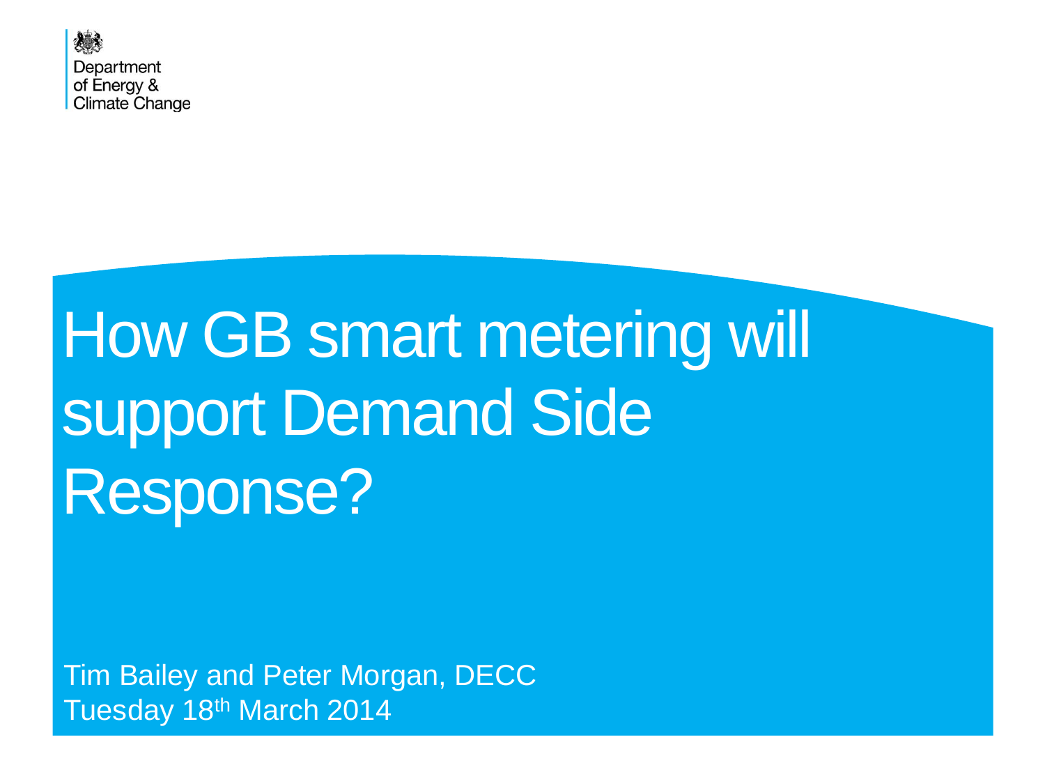Department of Energy & Climate Change

# How GB smart metering will support Demand Side Response?

Tim Bailey and Peter Morgan, DECC

Tuesday 18th March 2014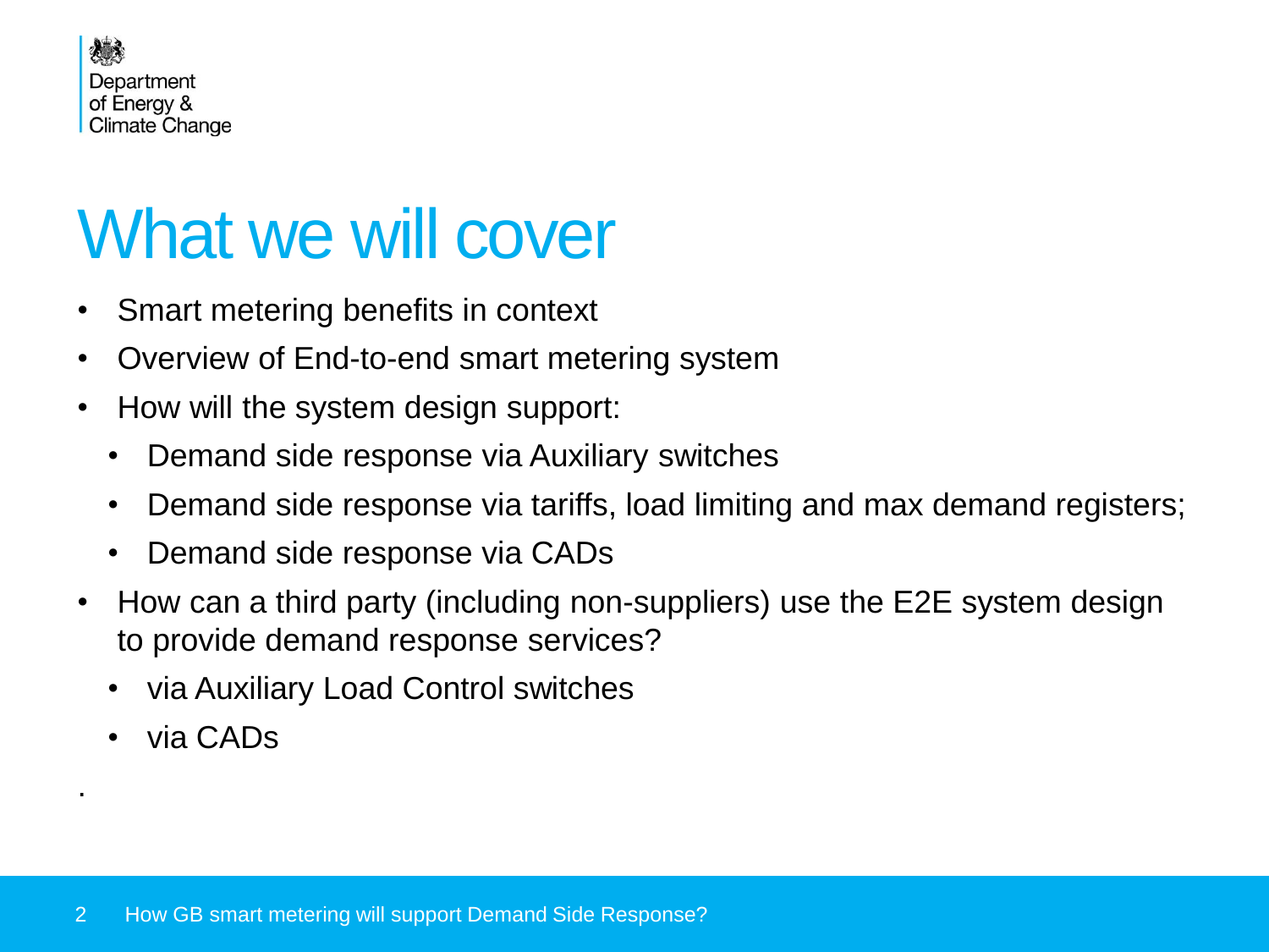# What we will cover

- Smart metering benefits in context
- Overview of End-to-end smart metering system
- How will the system design support:
  - Demand side response via Auxiliary switches
  - Demand side response via tariffs, load limiting and max demand registers;
  - Demand side response via CADs
- How can a third party (including non-suppliers) use the E2E system design to provide demand response services?
  - via Auxiliary Load Control switches
  - via CADs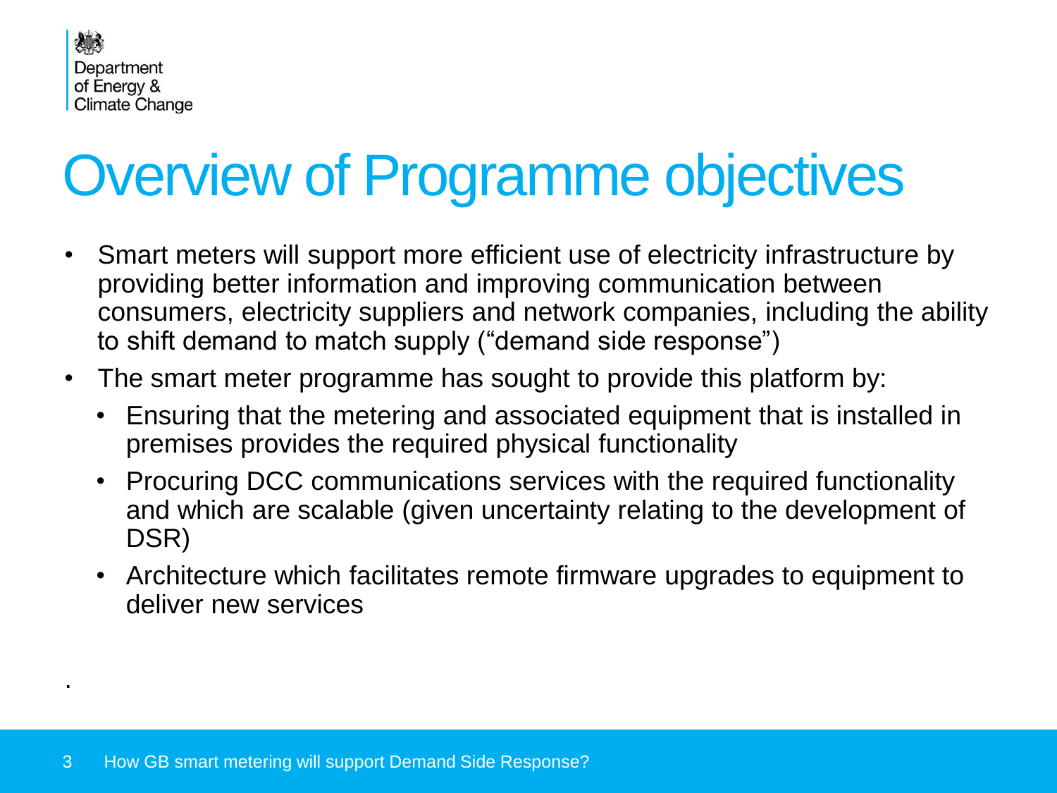# Overview of Programme objectives

- Smart meters will support more efficient use of electricity infrastructure by providing better information and improving communication between consumers, electricity suppliers and network companies, including the ability to shift demand to match supply ("demand side response")
- The smart meter programme has sought to provide this platform by:
  - Ensuring that the metering and associated equipment that is installed in premises provides the required physical functionality
  - Procuring DCC communications services with the required functionality and which are scalable (given uncertainty relating to the development of DSR)
  - Architecture which facilitates remote firmware upgrades to equipment to deliver new services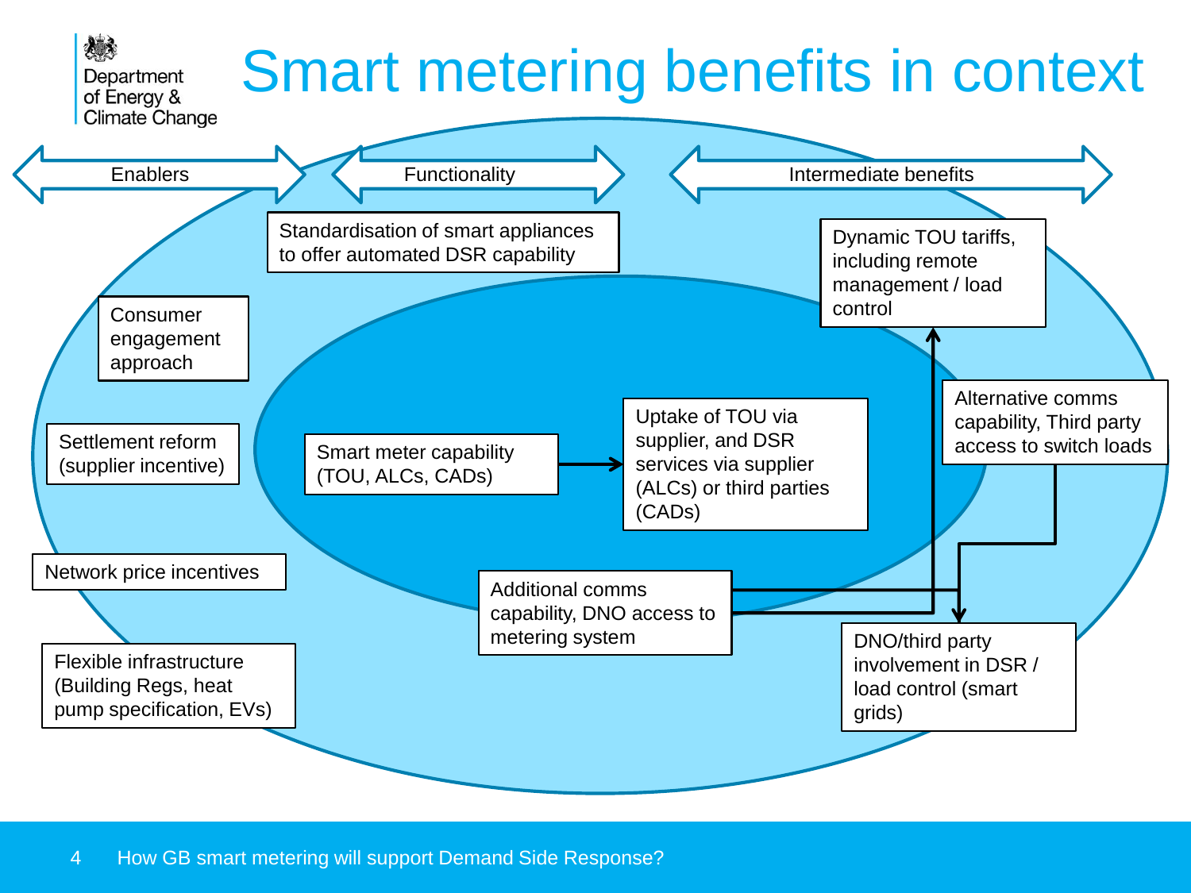# Smart metering benefits in context

**Enablers**

- Consumer engagement approach
- Settlement reform (supplier incentive)
- Network price incentives
- Flexible infrastructure (Building Regs, heat pump specification, EVs)

**Functionality**

- Standardisation of smart appliances to offer automated DSR capability
- Smart meter capability (TOU, ALCs, CADs)
- Additional comms capability, DNO access to metering system

**Intermediate benefits**

- Uptake of TOU via supplier, and DSR services via supplier (ALCs) or third parties (CADs)
- Dynamic TOU tariffs, including remote management / load control
- Alternative comms capability, Third party access to switch loads
- DNO/third party involvement in DSR / load control (smart grids)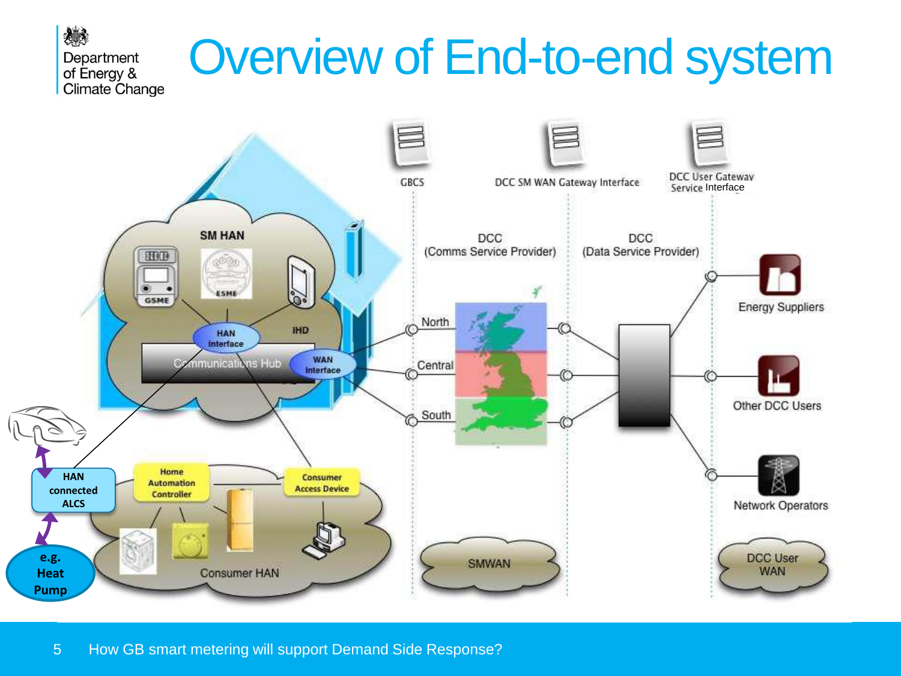# Overview of End-to-end system

SM HAN

GSME

ESME

IHD

HAN Interface

Communications Hub

WAN Interface

HAN connected ALCS

e.g. Heat Pump

Home Automation Controller

Consumer Access Device

Consumer HAN

GBCS

DCC SM WAN Gateway Interface

DCC User Gateway Service Interface

DCC (Comms Service Provider)

DCC (Data Service Provider)

North

Central

South

SMWAN

Energy Suppliers

Other DCC Users

Network Operators

DCC User WAN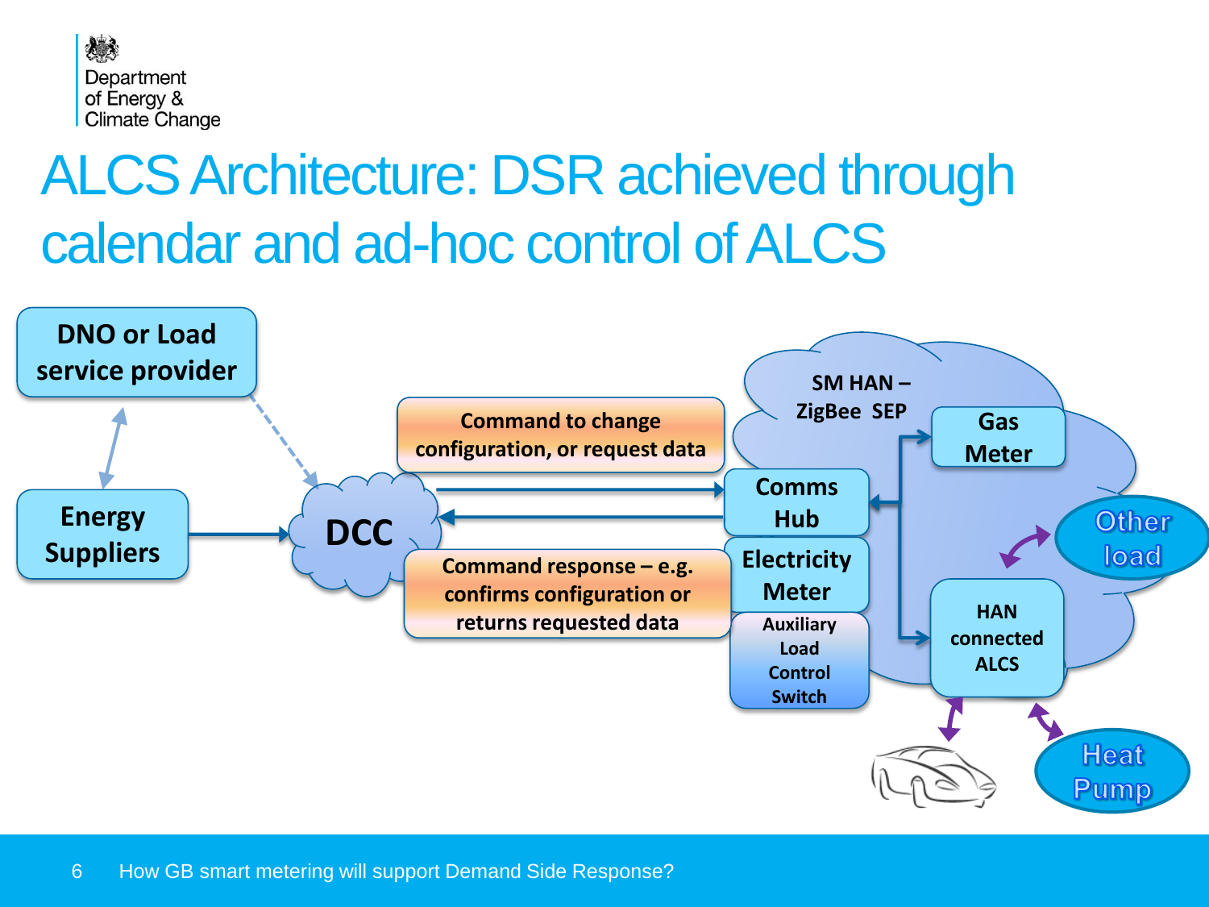# ALCS Architecture: DSR achieved through calendar and ad-hoc control of ALCS

DNO or Load service provider

Energy Suppliers

DCC

Command to change configuration, or request data

Command response – e.g. confirms configuration or returns requested data

SM HAN – ZigBee SEP

Comms Hub

Electricity Meter

Auxiliary Load Control Switch

Gas Meter

Other load

HAN connected ALCS

Heat Pump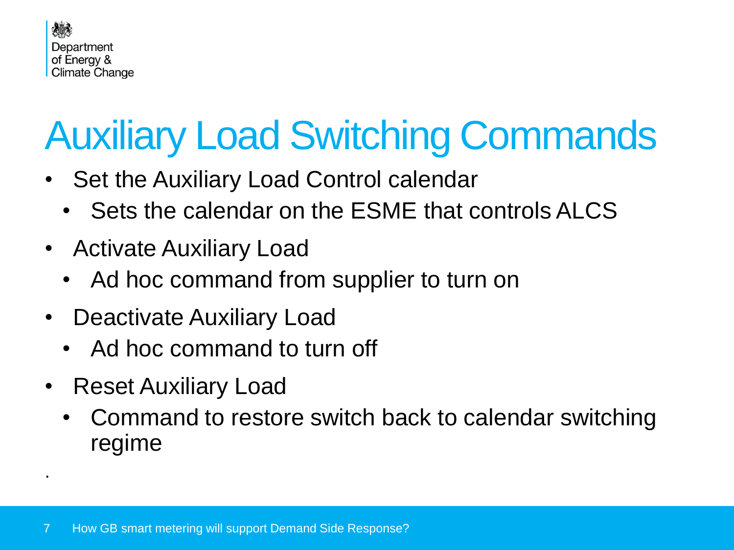# Auxiliary Load Switching Commands

- Set the Auxiliary Load Control calendar
  - Sets the calendar on the ESME that controls ALCS
- Activate Auxiliary Load
  - Ad hoc command from supplier to turn on
- Deactivate Auxiliary Load
  - Ad hoc command to turn off
- Reset Auxiliary Load
  - Command to restore switch back to calendar switching regime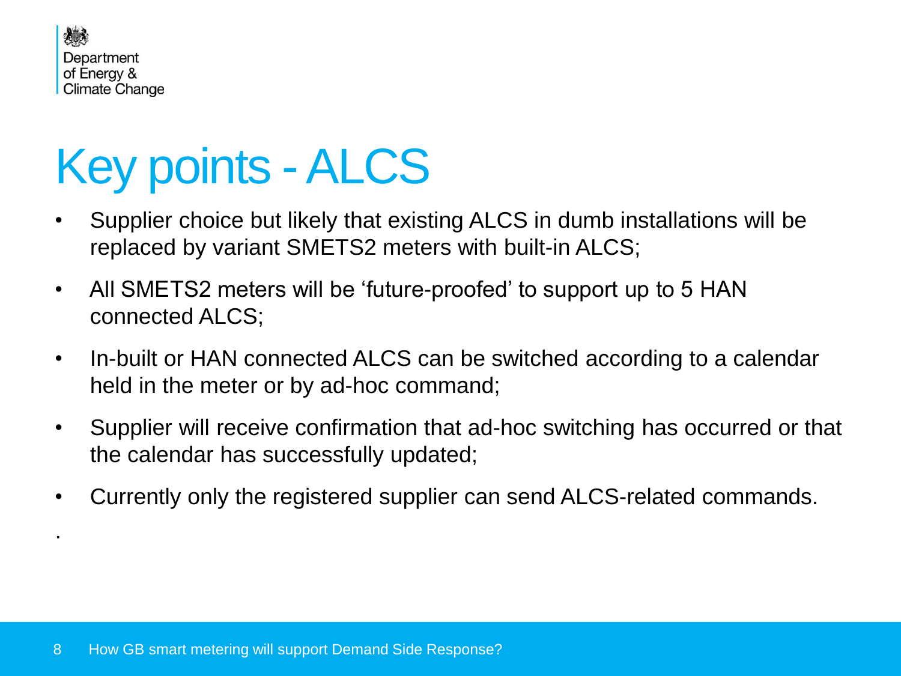# Key points - ALCS

- Supplier choice but likely that existing ALCS in dumb installations will be replaced by variant SMETS2 meters with built-in ALCS;
- All SMETS2 meters will be 'future-proofed' to support up to 5 HAN connected ALCS;
- In-built or HAN connected ALCS can be switched according to a calendar held in the meter or by ad-hoc command;
- Supplier will receive confirmation that ad-hoc switching has occurred or that the calendar has successfully updated;
- Currently only the registered supplier can send ALCS-related commands.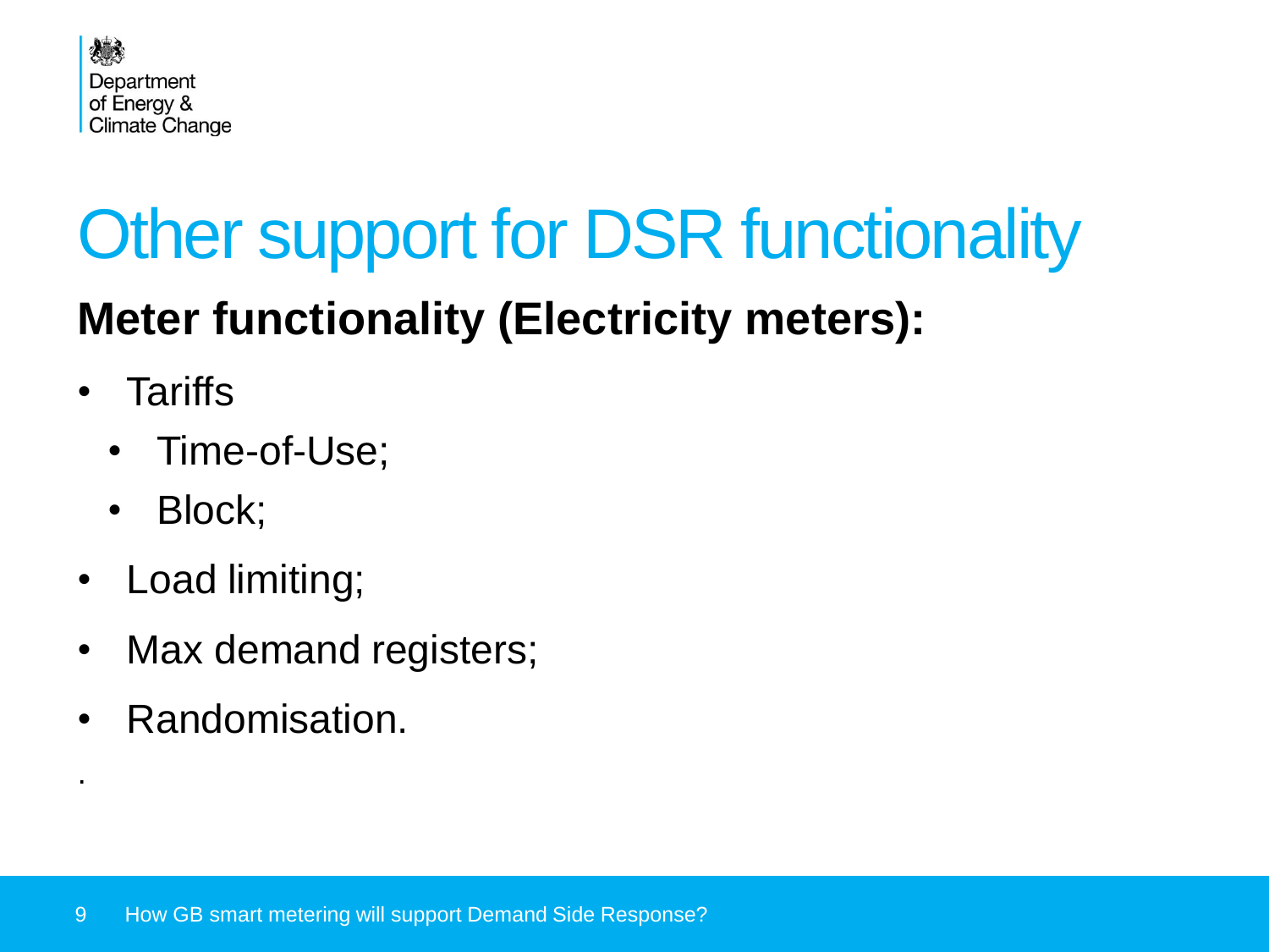# Other support for DSR functionality

## Meter functionality (Electricity meters):

- Tariffs
  - Time-of-Use;
  - Block;
- Load limiting;
- Max demand registers;
- Randomisation.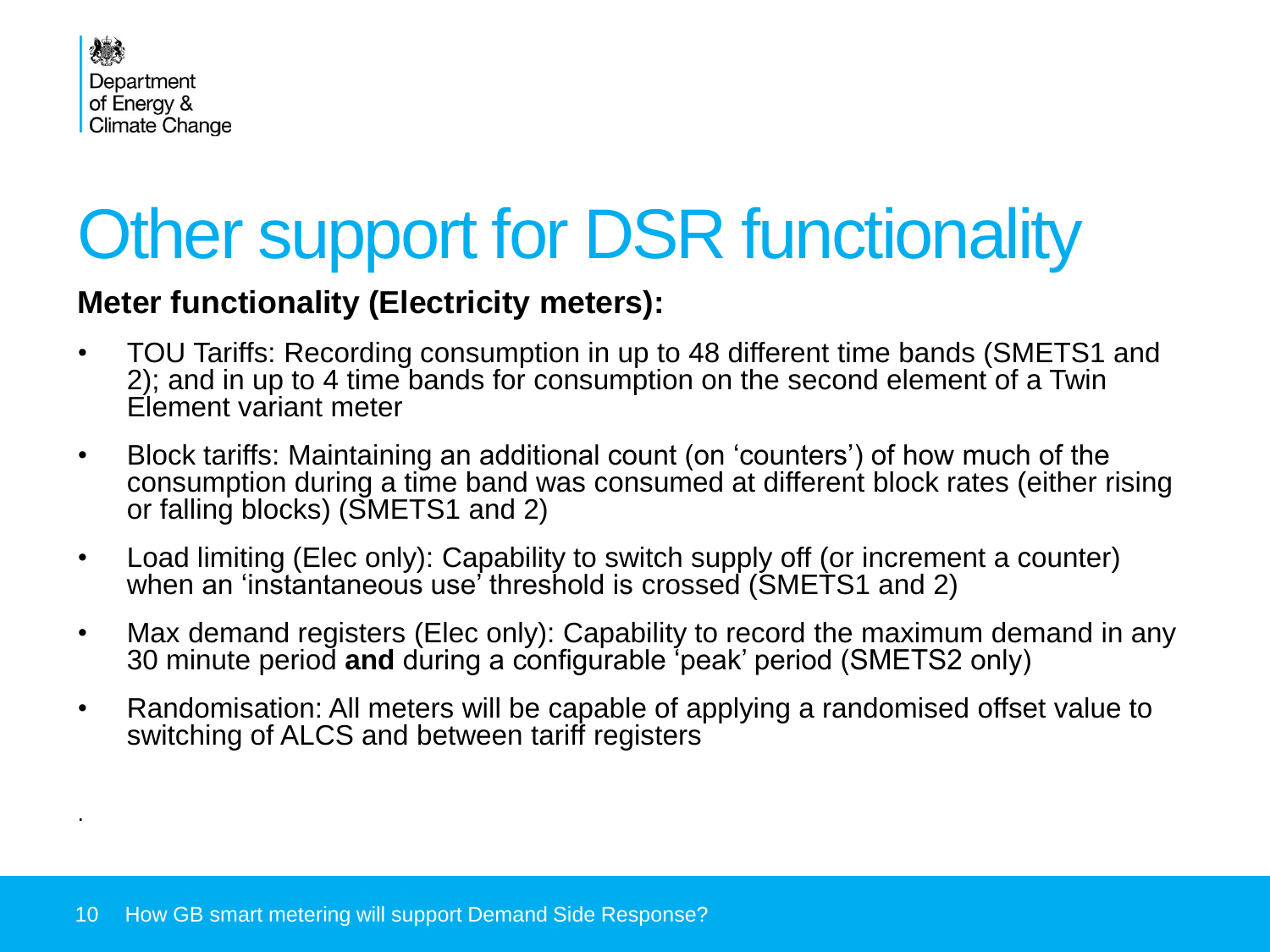# Other support for DSR functionality

**Meter functionality (Electricity meters):**

- TOU Tariffs: Recording consumption in up to 48 different time bands (SMETS1 and 2); and in up to 4 time bands for consumption on the second element of a Twin Element variant meter
- Block tariffs: Maintaining an additional count (on 'counters') of how much of the consumption during a time band was consumed at different block rates (either rising or falling blocks) (SMETS1 and 2)
- Load limiting (Elec only): Capability to switch supply off (or increment a counter) when an 'instantaneous use' threshold is crossed (SMETS1 and 2)
- Max demand registers (Elec only): Capability to record the maximum demand in any 30 minute period **and** during a configurable 'peak' period (SMETS2 only)
- Randomisation: All meters will be capable of applying a randomised offset value to switching of ALCS and between tariff registers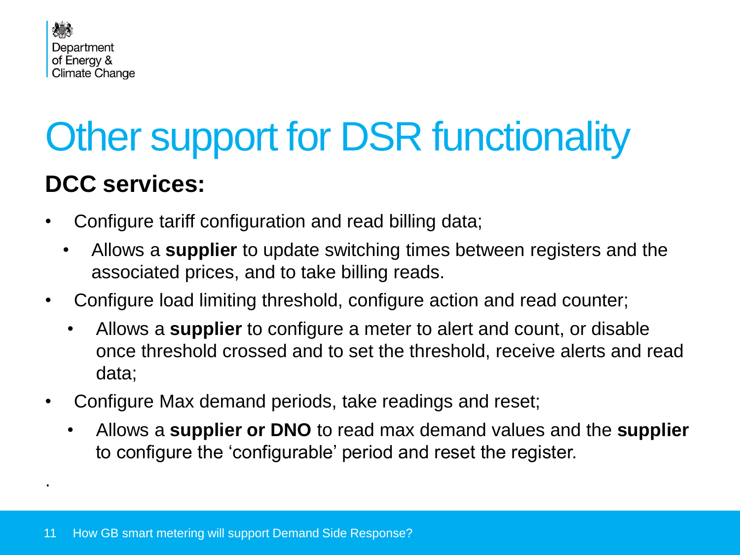# Other support for DSR functionality

## DCC services:

- Configure tariff configuration and read billing data;
  - Allows a **supplier** to update switching times between registers and the associated prices, and to take billing reads.
- Configure load limiting threshold, configure action and read counter;
  - Allows a **supplier** to configure a meter to alert and count, or disable once threshold crossed and to set the threshold, receive alerts and read data;
- Configure Max demand periods, take readings and reset;
  - Allows a **supplier or DNO** to read max demand values and the **supplier** to configure the 'configurable' period and reset the register.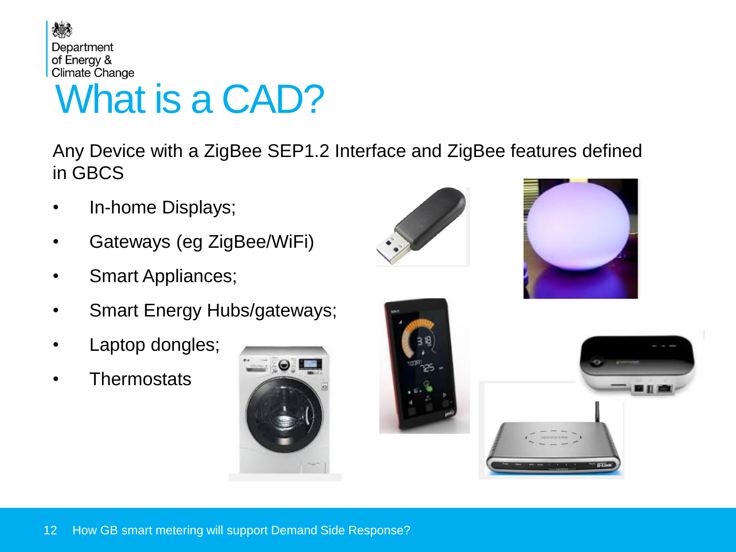# What is a CAD?

Any Device with a ZigBee SEP1.2 Interface and ZigBee features defined in GBCS

- In-home Displays;
- Gateways (eg ZigBee/WiFi)
- Smart Appliances;
- Smart Energy Hubs/gateways;
- Laptop dongles;
- Thermostats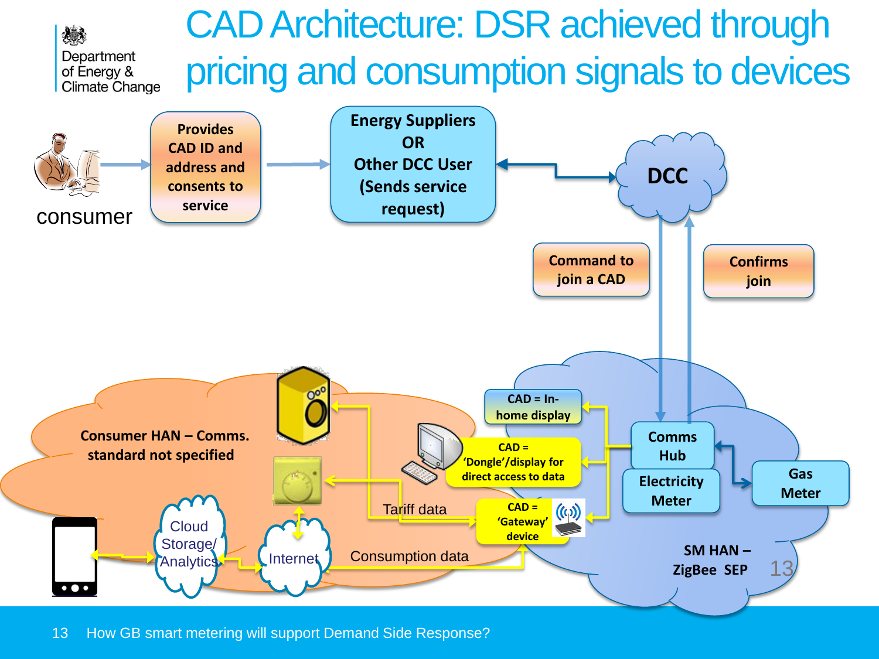# CAD Architecture: DSR achieved through pricing and consumption signals to devices

consumer

Provides CAD ID and address and consents to service

Energy Suppliers OR Other DCC User (Sends service request)

DCC

Command to join a CAD

Confirms join

Consumer HAN – Comms. standard not specified

CAD = In-home display

CAD = 'Dongle'/display for direct access to data

CAD = 'Gateway' device

Comms Hub

Electricity Meter

Gas Meter

Tariff data

Consumption data

Cloud Storage/ Analytics

Internet

SM HAN – ZigBee SEP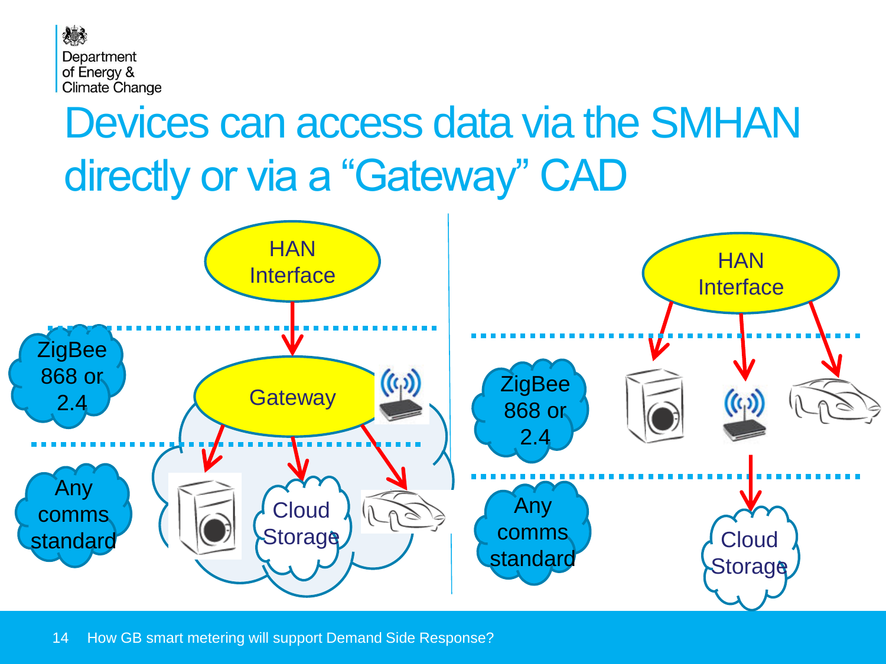# Devices can access data via the SMHAN directly or via a "Gateway" CAD

HAN Interface

Gateway

ZigBee 868 or 2.4

Any comms standard

Cloud Storage

HAN Interface

ZigBee 868 or 2.4

Any comms standard

Cloud Storage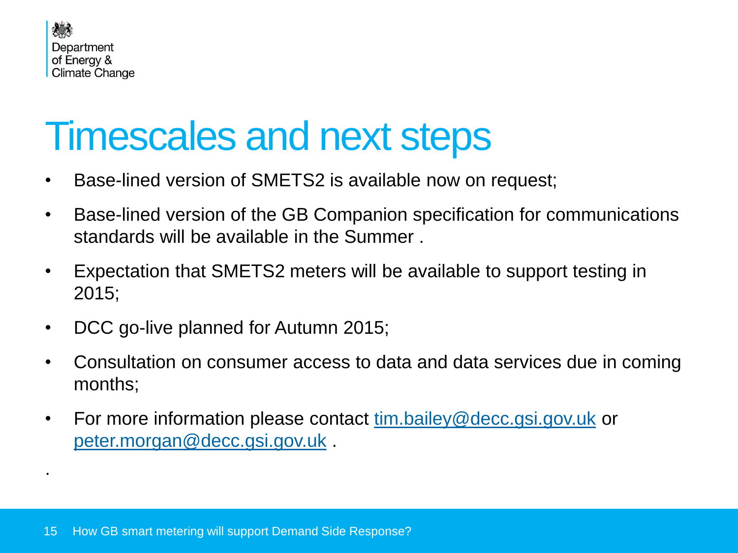Department of Energy & Climate Change

# Timescales and next steps

- Base-lined version of SMETS2 is available now on request;
- Base-lined version of the GB Companion specification for communications standards will be available in the Summer .
- Expectation that SMETS2 meters will be available to support testing in 2015;
- DCC go-live planned for Autumn 2015;
- Consultation on consumer access to data and data services due in coming months;
- For more information please contact tim.bailey@decc.gsi.gov.uk or peter.morgan@decc.gsi.gov.uk .